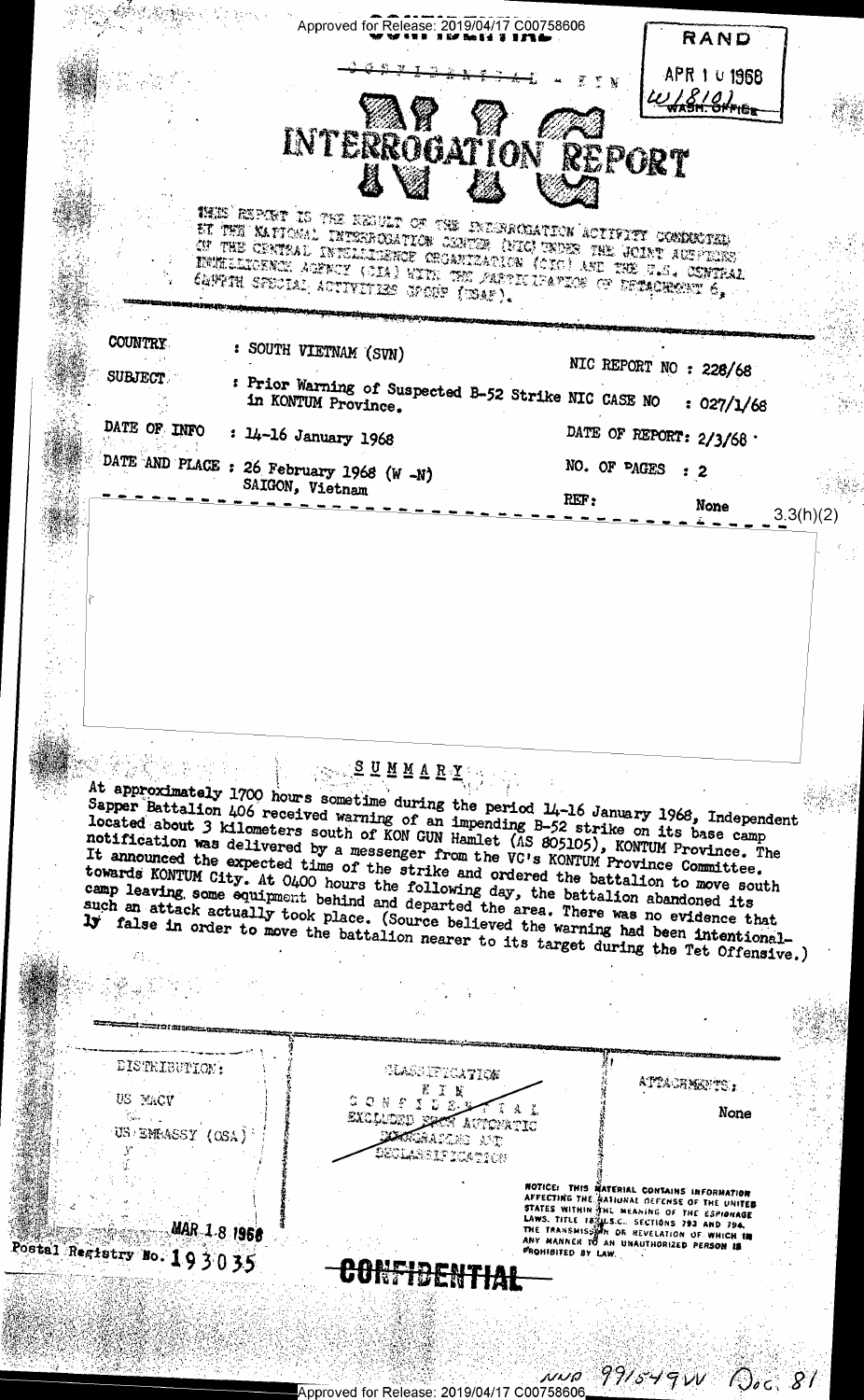Approved for Release: 2019/04/17 C00758606

CONFIDENTIAL - FIN

RAND
APR 10 1968
W18101
WASH. OFFICE

# NIC INTERROGATION REPORT

THIS REPORT IS THE RESULT OF THE INTERROGATION ACTIVITY CONDUCTED BY THE NATIONAL INTERROGATION CENTER (NIC) UNDER THE JOINT AUSPICES OF THE CENTRAL INTELLIGENCE ORGANIZATION (CIO) AND THE U.S. CENTRAL INTELLIGENCE AGENCY (CIA) WITH THE PARTICIPATION OF DETACHMENT 6, 649TH SPECIAL ACTIVITIES GROUP (USAF).

| | | | |
|---|---|---|---|
| COUNTRY | : SOUTH VIETNAM (SVN) | NIC REPORT NO | : 228/68 |
| SUBJECT | : Prior Warning of Suspected B-52 Strike in KONTUM Province. | NIC CASE NO | : 027/1/68 |
| DATE OF INFO | : 14-16 January 1968 | DATE OF REPORT | : 2/3/68 |
| DATE AND PLACE | : 26 February 1968 (W -N) SAIGON, Vietnam | NO. OF PAGES | : 2 |
| | | REF: | None |

3.3(h)(2)

## SUMMARY

At approximately 1700 hours sometime during the period 14-16 January 1968, Independent Sapper Battalion 406 received warning of an impending B-52 strike on its base camp located about 3 kilometers south of KON GUN Hamlet (AS 805105), KONTUM Province. The notification was delivered by a messenger from the VC's KONTUM Province Committee. It announced the expected time of the strike and ordered the battalion to move south towards KONTUM City. At 0400 hours the following day, the battalion abandoned its camp leaving some equipment behind and departed the area. There was no evidence that such an attack actually took place. (Source believed the warning had been intentionally false in order to move the battalion nearer to its target during the Tet Offensive.)

DISTRIBUTION:
US MACV
US EMBASSY (OSA)

MAR 18 1968

CLASSIFICATION
FIN
CONFIDENTIAL
EXCLUDED FROM AUTOMATIC DOWNGRADING AND DECLASSIFICATION

ATTACHMENTS:
None

NOTICE: THIS MATERIAL CONTAINS INFORMATION AFFECTING THE NATIONAL DEFENSE OF THE UNITED STATES WITHIN THE MEANING OF THE ESPIONAGE LAWS, TITLE 18 U.S.C. SECTIONS 793 AND 794. THE TRANSMISSION OR REVELATION OF WHICH IN ANY MANNER TO AN UNAUTHORIZED PERSON IS PROHIBITED BY LAW.

Postal Registry No. 193035

CONFIDENTIAL

NND 991549VV Doc. 81

Approved for Release: 2019/04/17 C00758606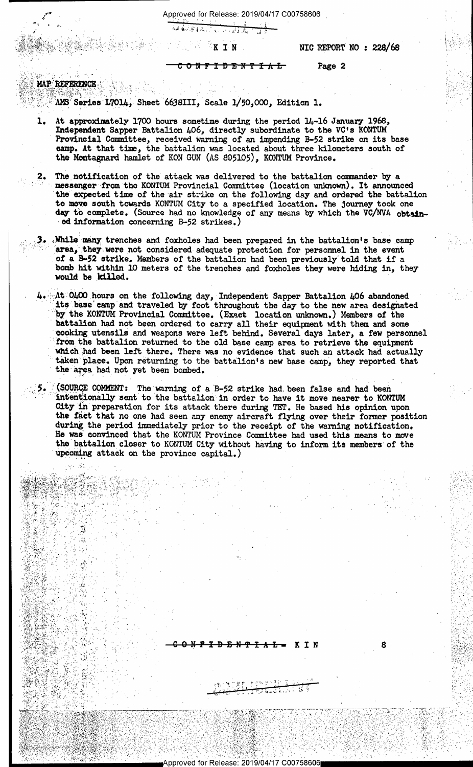KIN NIC REPORT NO : 228/68

CONFIDENTIAL

**MAP REFERENCE**

AMS Series L7014, Sheet 6638III, Scale 1/50,000, Edition 1.

1. At approximately 1700 hours sometime during the period 14-16 January 1968, Independent Sapper Battalion 406, directly subordinate to the VC's KONTUM Provincial Committee, received warning of an impending B-52 strike on its base camp. At that time, the battalion was located about three kilometers south of the Montagnard hamlet of KON GUN (AS 805105), KONTUM Province.

2. The notification of the attack was delivered to the battalion commander by a messenger from the KONTUM Provincial Committee (location unknown). It announced the expected time of the air strike on the following day and ordered the battalion to move south towards KONTUM City to a specified location. The journey took one day to complete. (Source had no knowledge of any means by which the VC/NVA obtained information concerning B-52 strikes.)

3. While many trenches and foxholes had been prepared in the battalion's base camp area, they were not considered adequate protection for personnel in the event of a B-52 strike. Members of the battalion had been previously told that if a bomb hit within 10 meters of the trenches and foxholes they were hiding in, they would be killed.

4. At 0400 hours on the following day, Independent Sapper Battalion 406 abandoned its base camp and traveled by foot throughout the day to the new area designated by the KONTUM Provincial Committee. (Exact location unknown.) Members of the battalion had not been ordered to carry all their equipment with them and some cooking utensils and weapons were left behind. Several days later, a few personnel from the battalion returned to the old base camp area to retrieve the equipment which had been left there. There was no evidence that such an attack had actually taken place. Upon returning to the battalion's new base camp, they reported that the area had not yet been bombed.

5. (SOURCE COMMENT: The warning of a B-52 strike had been false and had been intentionally sent to the battalion in order to have it move nearer to KONTUM City in preparation for its attack there during TET. He based his opinion upon the fact that no one had seen any enemy aircraft flying over their former position during the period immediately prior to the receipt of the warning notification. He was convinced that the KONTUM Province Committee had used this means to move the battalion closer to KONTUM City without having to inform its members of the upcoming attack on the province capital.)

CONFIDENTIAL KIN